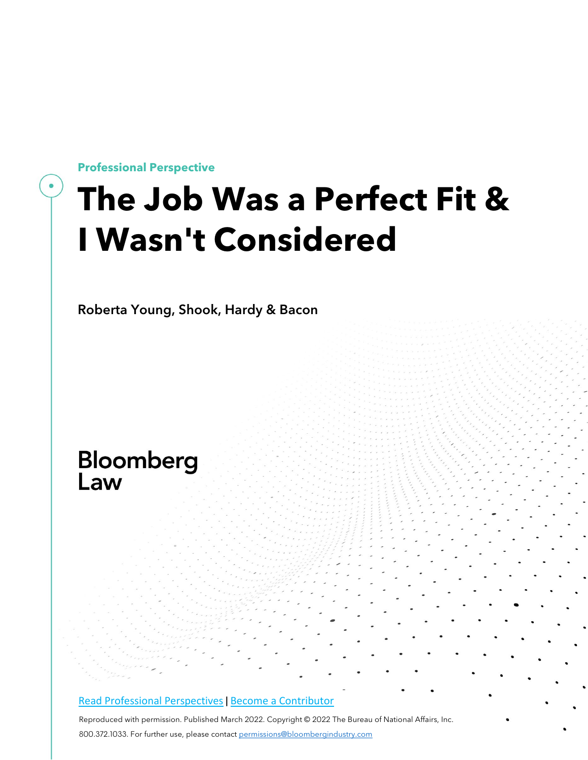Professional Perspective

# The Job Was a Perfect Fit & I Wasn't Considered

Roberta Young, Shook, Hardy & Bacon

Bloomberg Law

[Read Professional Perspectives](#) | [Become a Contributor](#)

Reproduced with permission. Published March 2022. Copyright © 2022 The Bureau of National Affairs, Inc. 800.372.1033. For further use, please contact [permissions@bloombergindustry.com](mailto:permissions@bloombergindustry.com)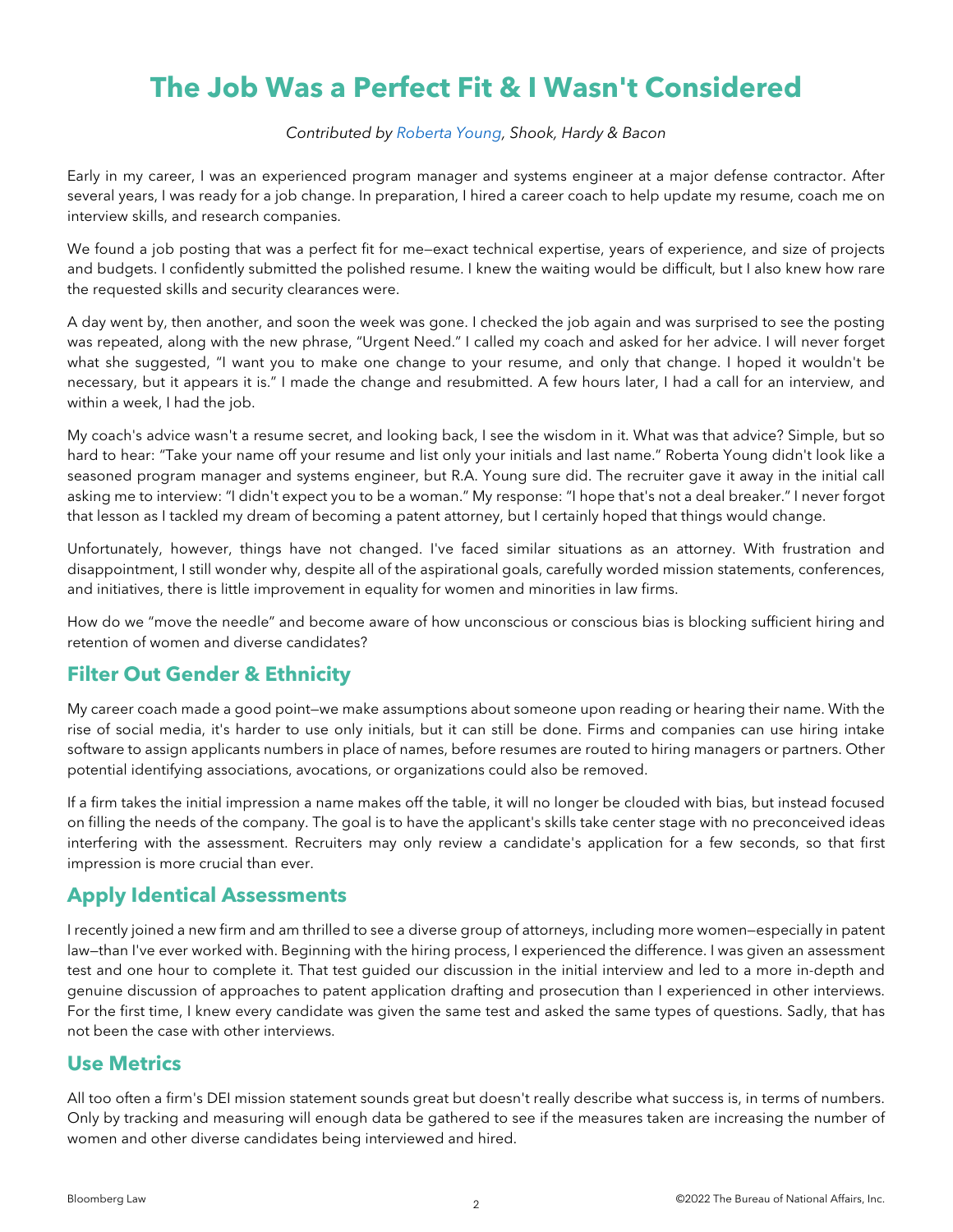# The Job Was a Perfect Fit & I Wasn't Considered

*Contributed by Roberta Young, Shook, Hardy & Bacon*

Early in my career, I was an experienced program manager and systems engineer at a major defense contractor. After several years, I was ready for a job change. In preparation, I hired a career coach to help update my resume, coach me on interview skills, and research companies.

We found a job posting that was a perfect fit for me—exact technical expertise, years of experience, and size of projects and budgets. I confidently submitted the polished resume. I knew the waiting would be difficult, but I also knew how rare the requested skills and security clearances were.

A day went by, then another, and soon the week was gone. I checked the job again and was surprised to see the posting was repeated, along with the new phrase, "Urgent Need." I called my coach and asked for her advice. I will never forget what she suggested, "I want you to make one change to your resume, and only that change. I hoped it wouldn't be necessary, but it appears it is." I made the change and resubmitted. A few hours later, I had a call for an interview, and within a week, I had the job.

My coach's advice wasn't a resume secret, and looking back, I see the wisdom in it. What was that advice? Simple, but so hard to hear: "Take your name off your resume and list only your initials and last name." Roberta Young didn't look like a seasoned program manager and systems engineer, but R.A. Young sure did. The recruiter gave it away in the initial call asking me to interview: "I didn't expect you to be a woman." My response: "I hope that's not a deal breaker." I never forgot that lesson as I tackled my dream of becoming a patent attorney, but I certainly hoped that things would change.

Unfortunately, however, things have not changed. I've faced similar situations as an attorney. With frustration and disappointment, I still wonder why, despite all of the aspirational goals, carefully worded mission statements, conferences, and initiatives, there is little improvement in equality for women and minorities in law firms.

How do we "move the needle" and become aware of how unconscious or conscious bias is blocking sufficient hiring and retention of women and diverse candidates?

## Filter Out Gender & Ethnicity

My career coach made a good point—we make assumptions about someone upon reading or hearing their name. With the rise of social media, it's harder to use only initials, but it can still be done. Firms and companies can use hiring intake software to assign applicants numbers in place of names, before resumes are routed to hiring managers or partners. Other potential identifying associations, avocations, or organizations could also be removed.

If a firm takes the initial impression a name makes off the table, it will no longer be clouded with bias, but instead focused on filling the needs of the company. The goal is to have the applicant's skills take center stage with no preconceived ideas interfering with the assessment. Recruiters may only review a candidate's application for a few seconds, so that first impression is more crucial than ever.

## Apply Identical Assessments

I recently joined a new firm and am thrilled to see a diverse group of attorneys, including more women—especially in patent law—than I've ever worked with. Beginning with the hiring process, I experienced the difference. I was given an assessment test and one hour to complete it. That test guided our discussion in the initial interview and led to a more in-depth and genuine discussion of approaches to patent application drafting and prosecution than I experienced in other interviews. For the first time, I knew every candidate was given the same test and asked the same types of questions. Sadly, that has not been the case with other interviews.

## Use Metrics

All too often a firm's DEI mission statement sounds great but doesn't really describe what success is, in terms of numbers. Only by tracking and measuring will enough data be gathered to see if the measures taken are increasing the number of women and other diverse candidates being interviewed and hired.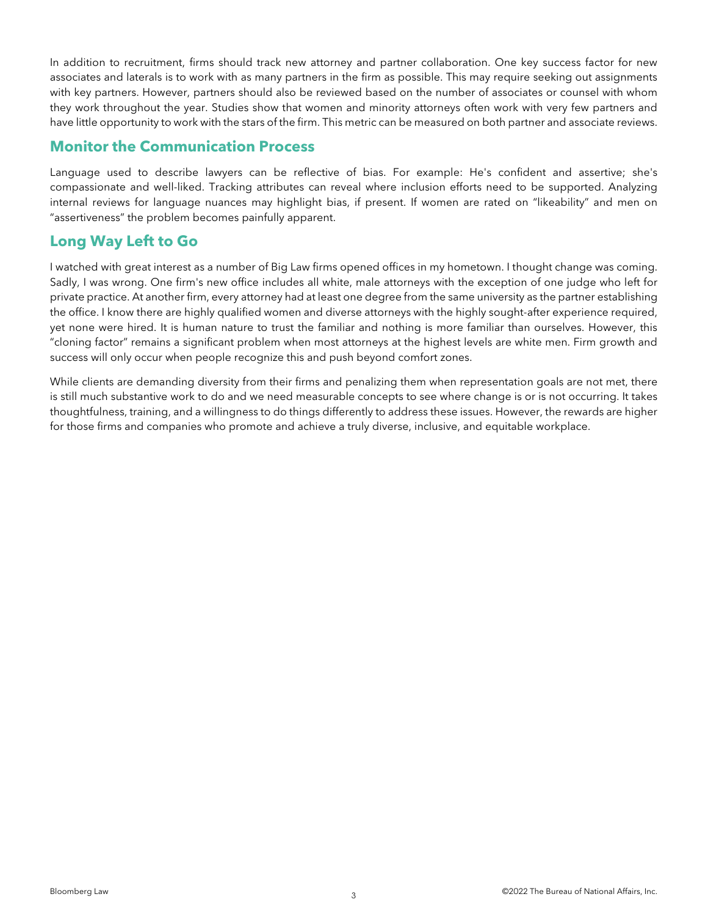In addition to recruitment, firms should track new attorney and partner collaboration. One key success factor for new associates and laterals is to work with as many partners in the firm as possible. This may require seeking out assignments with key partners. However, partners should also be reviewed based on the number of associates or counsel with whom they work throughout the year. Studies show that women and minority attorneys often work with very few partners and have little opportunity to work with the stars of the firm. This metric can be measured on both partner and associate reviews.

## Monitor the Communication Process

Language used to describe lawyers can be reflective of bias. For example: He's confident and assertive; she's compassionate and well-liked. Tracking attributes can reveal where inclusion efforts need to be supported. Analyzing internal reviews for language nuances may highlight bias, if present. If women are rated on "likeability" and men on "assertiveness" the problem becomes painfully apparent.

## Long Way Left to Go

I watched with great interest as a number of Big Law firms opened offices in my hometown. I thought change was coming. Sadly, I was wrong. One firm's new office includes all white, male attorneys with the exception of one judge who left for private practice. At another firm, every attorney had at least one degree from the same university as the partner establishing the office. I know there are highly qualified women and diverse attorneys with the highly sought-after experience required, yet none were hired. It is human nature to trust the familiar and nothing is more familiar than ourselves. However, this "cloning factor" remains a significant problem when most attorneys at the highest levels are white men. Firm growth and success will only occur when people recognize this and push beyond comfort zones.

While clients are demanding diversity from their firms and penalizing them when representation goals are not met, there is still much substantive work to do and we need measurable concepts to see where change is or is not occurring. It takes thoughtfulness, training, and a willingness to do things differently to address these issues. However, the rewards are higher for those firms and companies who promote and achieve a truly diverse, inclusive, and equitable workplace.